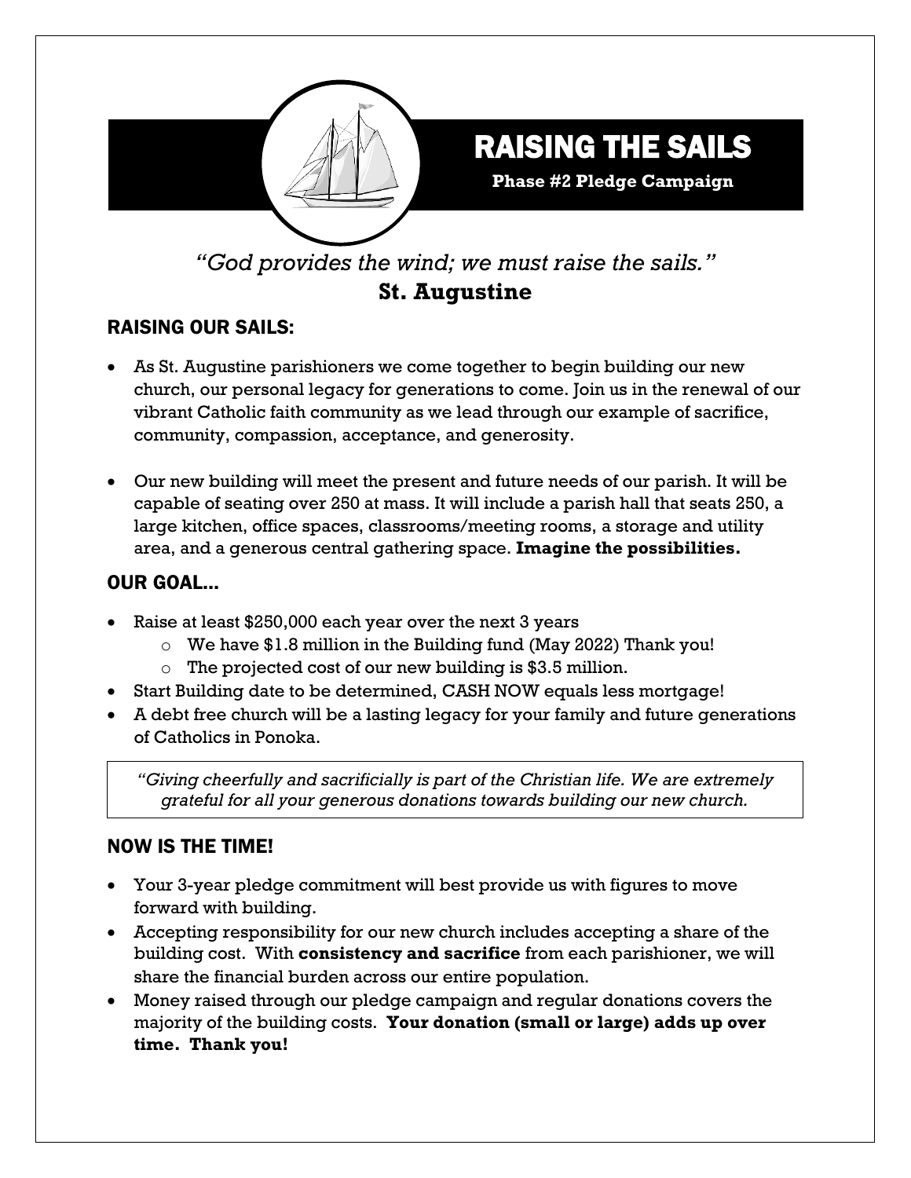# RAISING THE SAILS

**Phase #2 Pledge Campaign**

*"God provides the wind; we must raise the sails."*

**St. Augustine**

## RAISING OUR SAILS:

- As St. Augustine parishioners we come together to begin building our new church, our personal legacy for generations to come. Join us in the renewal of our vibrant Catholic faith community as we lead through our example of sacrifice, community, compassion, acceptance, and generosity.
- Our new building will meet the present and future needs of our parish. It will be capable of seating over 250 at mass. It will include a parish hall that seats 250, a large kitchen, office spaces, classrooms/meeting rooms, a storage and utility area, and a generous central gathering space. **Imagine the possibilities.**

## OUR GOAL…

- Raise at least $250,000 each year over the next 3 years
  - We have $1.8 million in the Building fund (May 2022) Thank you!
  - The projected cost of our new building is $3.5 million.
- Start Building date to be determined, CASH NOW equals less mortgage!
- A debt free church will be a lasting legacy for your family and future generations of Catholics in Ponoka.

> *"Giving cheerfully and sacrificially is part of the Christian life. We are extremely grateful for all your generous donations towards building our new church.*

## NOW IS THE TIME!

- Your 3-year pledge commitment will best provide us with figures to move forward with building.
- Accepting responsibility for our new church includes accepting a share of the building cost. With **consistency and sacrifice** from each parishioner, we will share the financial burden across our entire population.
- Money raised through our pledge campaign and regular donations covers the majority of the building costs. **Your donation (small or large) adds up over time. Thank you!**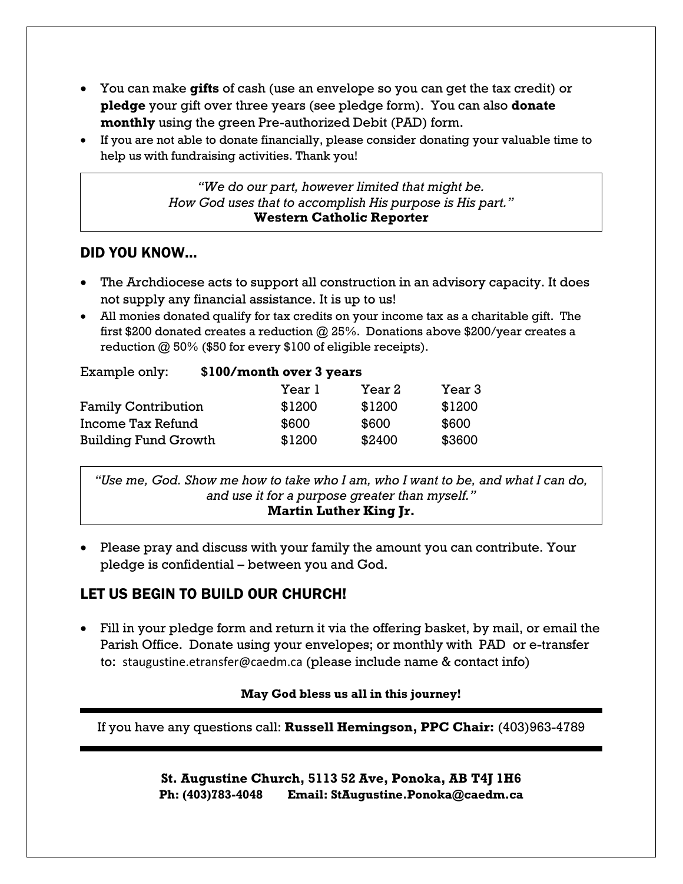- You can make **gifts** of cash (use an envelope so you can get the tax credit) or **pledge** your gift over three years (see pledge form). You can also **donate monthly** using the green Pre-authorized Debit (PAD) form.
- If you are not able to donate financially, please consider donating your valuable time to help us with fundraising activities. Thank you!

> *"We do our part, however limited that might be.*
> *How God uses that to accomplish His purpose is His part."*
> **Western Catholic Reporter**

## DID YOU KNOW…

- The Archdiocese acts to support all construction in an advisory capacity. It does not supply any financial assistance. It is up to us!
- All monies donated qualify for tax credits on your income tax as a charitable gift. The first $200 donated creates a reduction @ 25%. Donations above $200/year creates a reduction @ 50% ($50 for every $100 of eligible receipts).

Example only: **$100/month over 3 years**

| | Year 1 | Year 2 | Year 3 |
|---|---|---|---|
| Family Contribution | $1200 | $1200 | $1200 |
| Income Tax Refund | $600 | $600 | $600 |
| Building Fund Growth | $1200 | $2400 | $3600 |

> *"Use me, God. Show me how to take who I am, who I want to be, and what I can do, and use it for a purpose greater than myself."*
> **Martin Luther King Jr.**

- Please pray and discuss with your family the amount you can contribute. Your pledge is confidential – between you and God.

## LET US BEGIN TO BUILD OUR CHURCH!

- Fill in your pledge form and return it via the offering basket, by mail, or email the Parish Office. Donate using your envelopes; or monthly with PAD or e-transfer to: staugustine.etransfer@caedm.ca (please include name & contact info)

**May God bless us all in this journey!**

If you have any questions call: **Russell Hemingson, PPC Chair:** (403)963-4789

**St. Augustine Church, 5113 52 Ave, Ponoka, AB T4J 1H6**
**Ph: (403)783-4048 Email: StAugustine.Ponoka@caedm.ca**